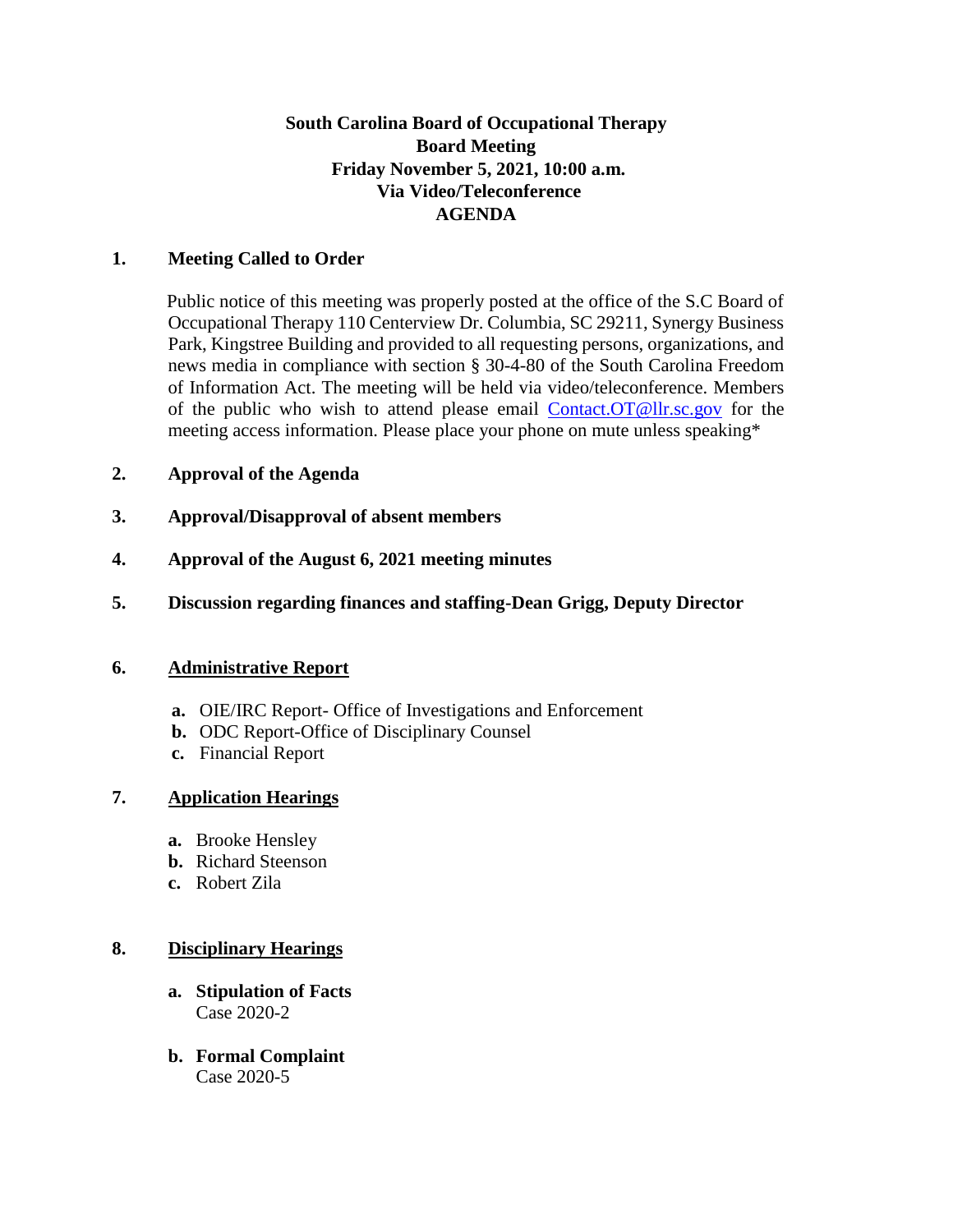**South Carolina Board of Occupational Therapy**
**Board Meeting**
**Friday November 5, 2021, 10:00 a.m.**
**Via Video/Teleconference**
**AGENDA**

**1. Meeting Called to Order**

Public notice of this meeting was properly posted at the office of the S.C Board of Occupational Therapy 110 Centerview Dr. Columbia, SC 29211, Synergy Business Park, Kingstree Building and provided to all requesting persons, organizations, and news media in compliance with section § 30-4-80 of the South Carolina Freedom of Information Act. The meeting will be held via video/teleconference. Members of the public who wish to attend please email Contact.OT@llr.sc.gov for the meeting access information. Please place your phone on mute unless speaking*

**2. Approval of the Agenda**

**3. Approval/Disapproval of absent members**

**4. Approval of the August 6, 2021 meeting minutes**

**5. Discussion regarding finances and staffing-Dean Grigg, Deputy Director**

**6. Administrative Report**

- **a.** OIE/IRC Report- Office of Investigations and Enforcement
- **b.** ODC Report-Office of Disciplinary Counsel
- **c.** Financial Report

**7. Application Hearings**

- **a.** Brooke Hensley
- **b.** Richard Steenson
- **c.** Robert Zila

**8. Disciplinary Hearings**

- **a. Stipulation of Facts**
  Case 2020-2
- **b. Formal Complaint**
  Case 2020-5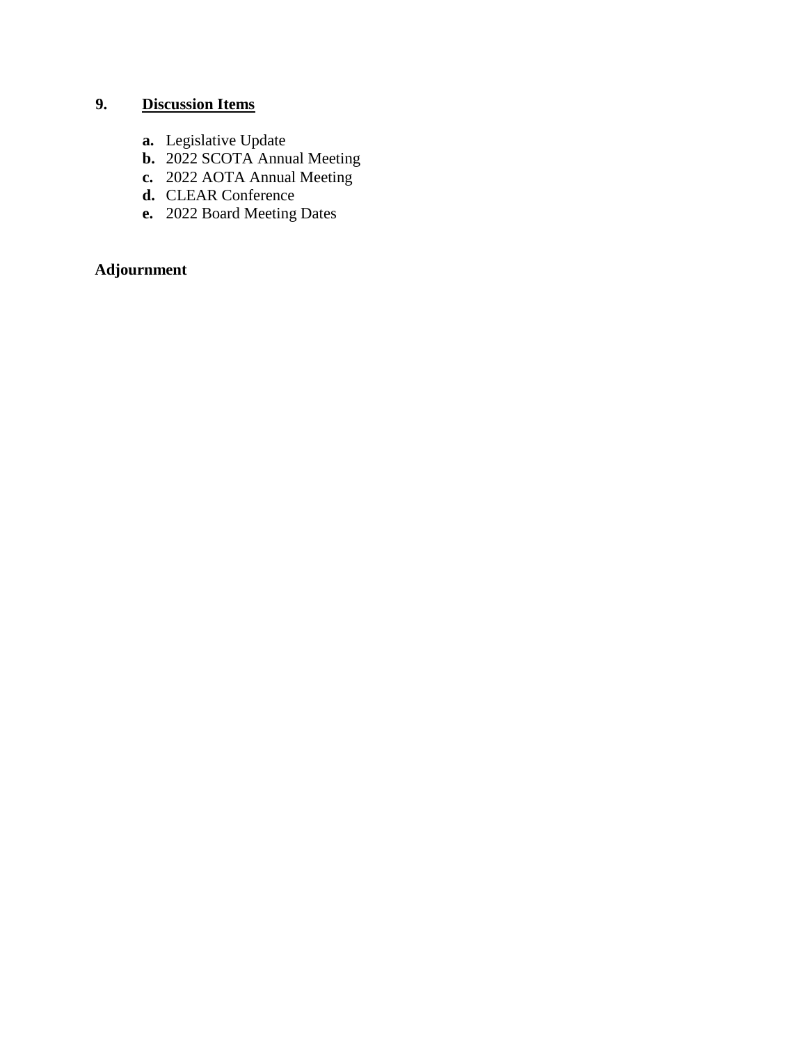**9. <u>Discussion Items</u>**

- **a.** Legislative Update
- **b.** 2022 SCOTA Annual Meeting
- **c.** 2022 AOTA Annual Meeting
- **d.** CLEAR Conference
- **e.** 2022 Board Meeting Dates

**Adjournment**